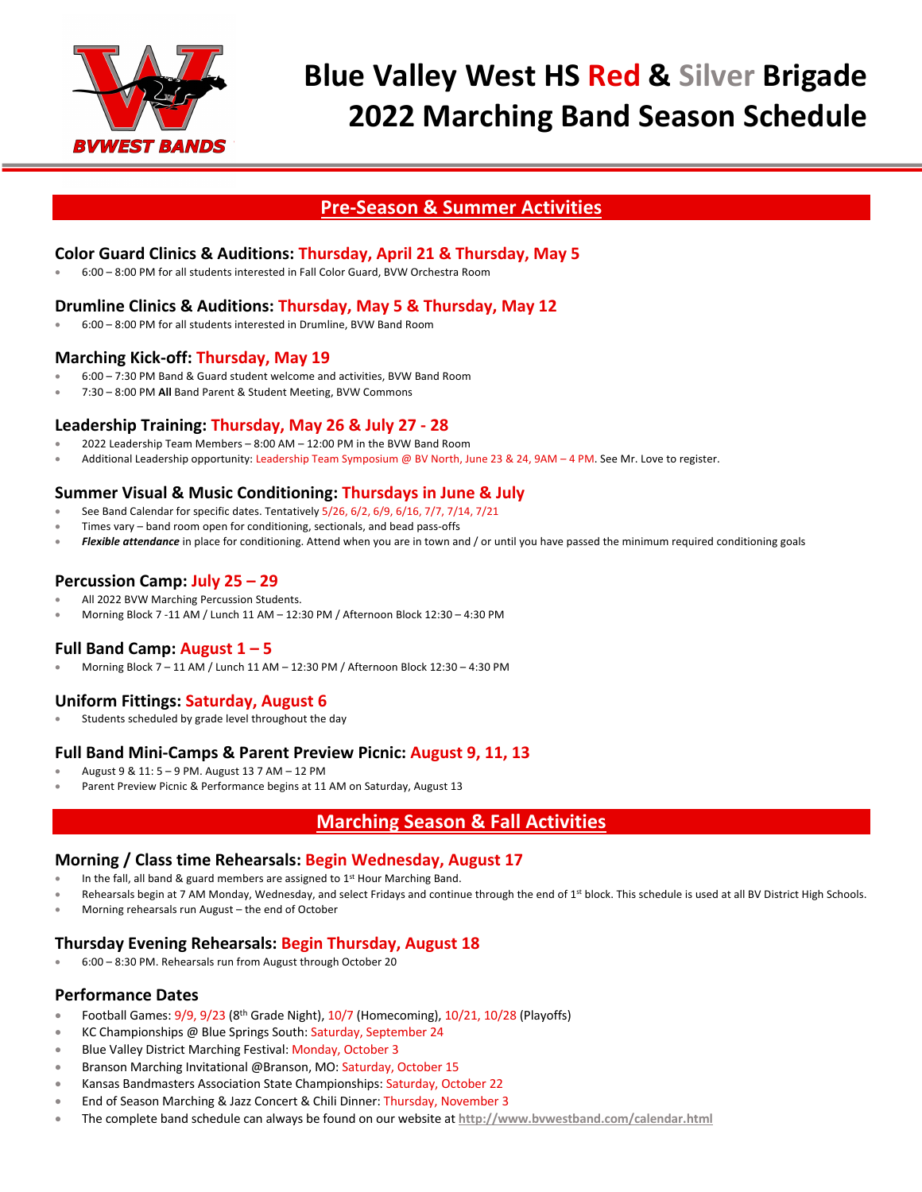# Blue Valley West HS Red & Silver Brigade
# 2022 Marching Band Season Schedule

## Pre-Season & Summer Activities

### Color Guard Clinics & Auditions: Thursday, April 21 & Thursday, May 5

- 6:00 – 8:00 PM for all students interested in Fall Color Guard, BVW Orchestra Room

### Drumline Clinics & Auditions: Thursday, May 5 & Thursday, May 12

- 6:00 – 8:00 PM for all students interested in Drumline, BVW Band Room

### Marching Kick-off: Thursday, May 19

- 6:00 – 7:30 PM Band & Guard student welcome and activities, BVW Band Room
- 7:30 – 8:00 PM **All** Band Parent & Student Meeting, BVW Commons

### Leadership Training: Thursday, May 26 & July 27 - 28

- 2022 Leadership Team Members – 8:00 AM – 12:00 PM in the BVW Band Room
- Additional Leadership opportunity: Leadership Team Symposium @ BV North, June 23 & 24, 9AM – 4 PM. See Mr. Love to register.

### Summer Visual & Music Conditioning: Thursdays in June & July

- See Band Calendar for specific dates. Tentatively 5/26, 6/2, 6/9, 6/16, 7/7, 7/14, 7/21
- Times vary – band room open for conditioning, sectionals, and bead pass-offs
- ***Flexible attendance*** in place for conditioning. Attend when you are in town and / or until you have passed the minimum required conditioning goals

### Percussion Camp: July 25 – 29

- All 2022 BVW Marching Percussion Students.
- Morning Block 7 -11 AM / Lunch 11 AM – 12:30 PM / Afternoon Block 12:30 – 4:30 PM

### Full Band Camp: August 1 – 5

- Morning Block 7 – 11 AM / Lunch 11 AM – 12:30 PM / Afternoon Block 12:30 – 4:30 PM

### Uniform Fittings: Saturday, August 6

- Students scheduled by grade level throughout the day

### Full Band Mini-Camps & Parent Preview Picnic: August 9, 11, 13

- August 9 & 11: 5 – 9 PM. August 13 7 AM – 12 PM
- Parent Preview Picnic & Performance begins at 11 AM on Saturday, August 13

## Marching Season & Fall Activities

### Morning / Class time Rehearsals: Begin Wednesday, August 17

- In the fall, all band & guard members are assigned to 1st Hour Marching Band.
- Rehearsals begin at 7 AM Monday, Wednesday, and select Fridays and continue through the end of 1st block. This schedule is used at all BV District High Schools.
- Morning rehearsals run August – the end of October

### Thursday Evening Rehearsals: Begin Thursday, August 18

- 6:00 – 8:30 PM. Rehearsals run from August through October 20

### Performance Dates

- Football Games: 9/9, 9/23 (8th Grade Night), 10/7 (Homecoming), 10/21, 10/28 (Playoffs)
- KC Championships @ Blue Springs South: Saturday, September 24
- Blue Valley District Marching Festival: Monday, October 3
- Branson Marching Invitational @Branson, MO: Saturday, October 15
- Kansas Bandmasters Association State Championships: Saturday, October 22
- End of Season Marching & Jazz Concert & Chili Dinner: Thursday, November 3
- The complete band schedule can always be found on our website at http://www.bvwestband.com/calendar.html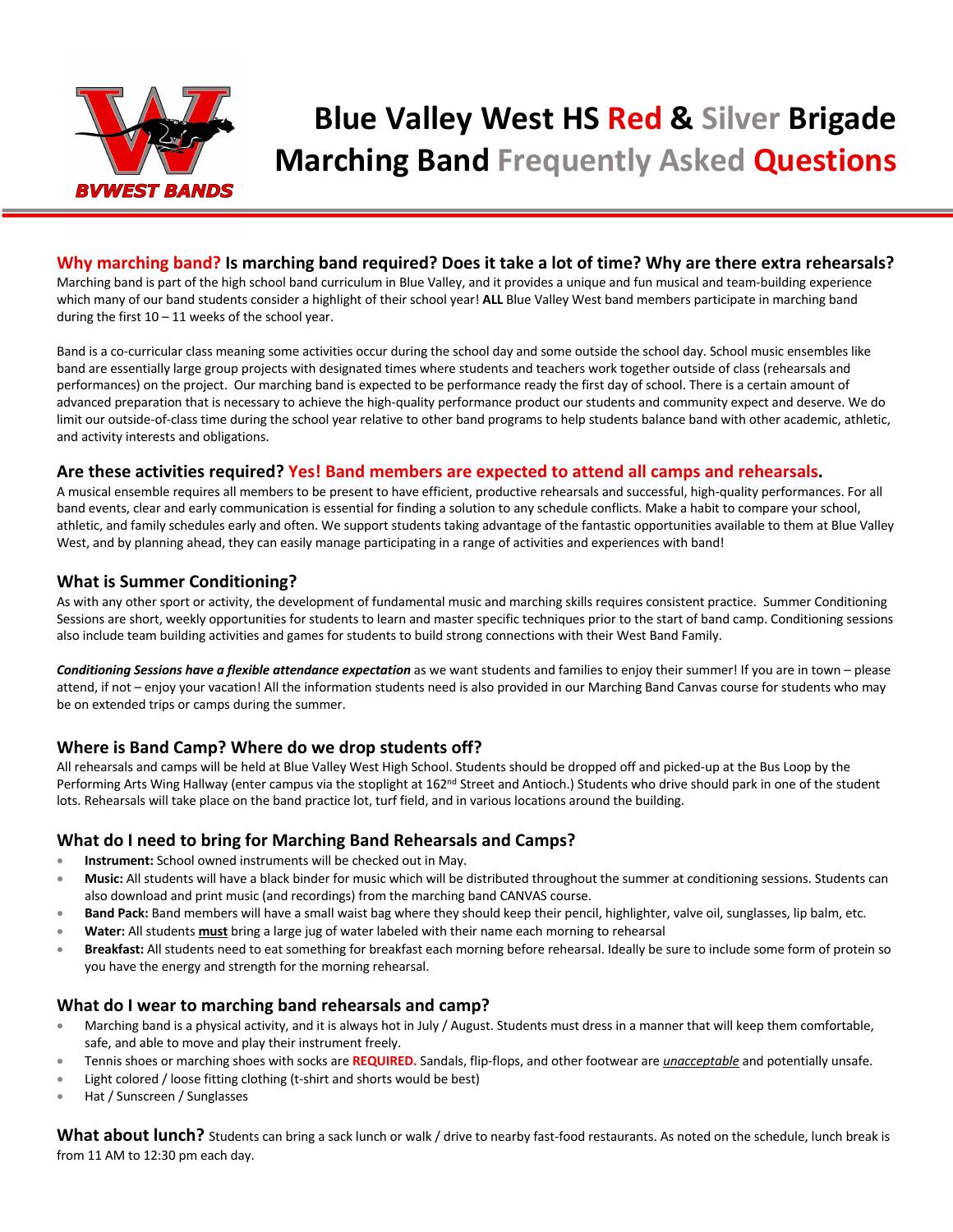BVWEST BANDS

# Blue Valley West HS Red & Silver Brigade Marching Band Frequently Asked Questions

## Why marching band? Is marching band required? Does it take a lot of time? Why are there extra rehearsals?

Marching band is part of the high school band curriculum in Blue Valley, and it provides a unique and fun musical and team-building experience which many of our band students consider a highlight of their school year! **ALL** Blue Valley West band members participate in marching band during the first 10 – 11 weeks of the school year.

Band is a co-curricular class meaning some activities occur during the school day and some outside the school day. School music ensembles like band are essentially large group projects with designated times where students and teachers work together outside of class (rehearsals and performances) on the project. Our marching band is expected to be performance ready the first day of school. There is a certain amount of advanced preparation that is necessary to achieve the high-quality performance product our students and community expect and deserve. We do limit our outside-of-class time during the school year relative to other band programs to help students balance band with other academic, athletic, and activity interests and obligations.

## Are these activities required? Yes! Band members are expected to attend all camps and rehearsals.

A musical ensemble requires all members to be present to have efficient, productive rehearsals and successful, high-quality performances. For all band events, clear and early communication is essential for finding a solution to any schedule conflicts. Make a habit to compare your school, athletic, and family schedules early and often. We support students taking advantage of the fantastic opportunities available to them at Blue Valley West, and by planning ahead, they can easily manage participating in a range of activities and experiences with band!

## What is Summer Conditioning?

As with any other sport or activity, the development of fundamental music and marching skills requires consistent practice. Summer Conditioning Sessions are short, weekly opportunities for students to learn and master specific techniques prior to the start of band camp. Conditioning sessions also include team building activities and games for students to build strong connections with their West Band Family.

***Conditioning Sessions have a flexible attendance expectation*** as we want students and families to enjoy their summer! If you are in town – please attend, if not – enjoy your vacation! All the information students need is also provided in our Marching Band Canvas course for students who may be on extended trips or camps during the summer.

## Where is Band Camp? Where do we drop students off?

All rehearsals and camps will be held at Blue Valley West High School. Students should be dropped off and picked-up at the Bus Loop by the Performing Arts Wing Hallway (enter campus via the stoplight at 162nd Street and Antioch.) Students who drive should park in one of the student lots. Rehearsals will take place on the band practice lot, turf field, and in various locations around the building.

## What do I need to bring for Marching Band Rehearsals and Camps?

- **Instrument:** School owned instruments will be checked out in May.
- **Music:** All students will have a black binder for music which will be distributed throughout the summer at conditioning sessions. Students can also download and print music (and recordings) from the marching band CANVAS course.
- **Band Pack:** Band members will have a small waist bag where they should keep their pencil, highlighter, valve oil, sunglasses, lip balm, etc.
- **Water:** All students **must** bring a large jug of water labeled with their name each morning to rehearsal
- **Breakfast:** All students need to eat something for breakfast each morning before rehearsal. Ideally be sure to include some form of protein so you have the energy and strength for the morning rehearsal.

## What do I wear to marching band rehearsals and camp?

- Marching band is a physical activity, and it is always hot in July / August. Students must dress in a manner that will keep them comfortable, safe, and able to move and play their instrument freely.
- Tennis shoes or marching shoes with socks are **REQUIRED.** Sandals, flip-flops, and other footwear are ***unacceptable*** and potentially unsafe.
- Light colored / loose fitting clothing (t-shirt and shorts would be best)
- Hat / Sunscreen / Sunglasses

**What about lunch?** Students can bring a sack lunch or walk / drive to nearby fast-food restaurants. As noted on the schedule, lunch break is from 11 AM to 12:30 pm each day.